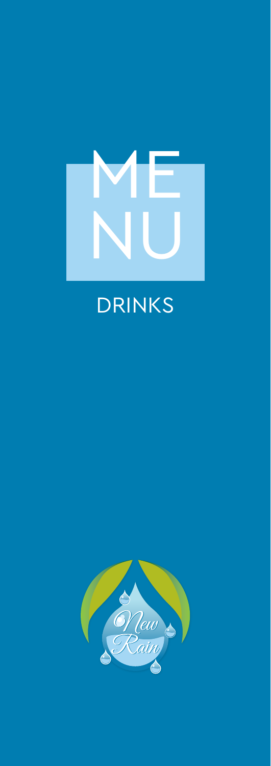# MENU

## DRINKS

New Rain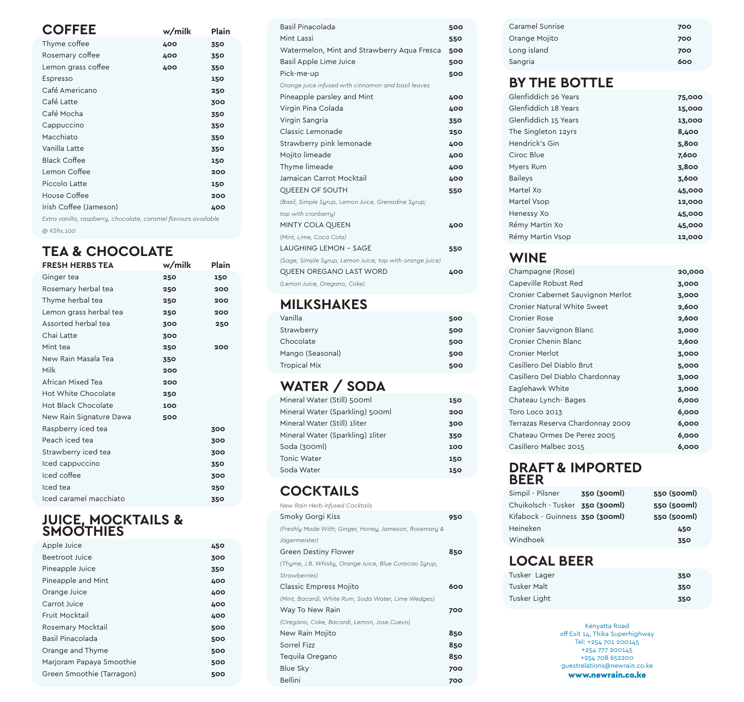## COFFEE

| | w/milk | Plain |
|---|---|---|
| Thyme coffee | 400 | 350 |
| Rosemary coffee | 400 | 350 |
| Lemon grass coffee | 400 | 350 |
| Espresso | | 150 |
| Café Americano | | 250 |
| Café Latte | | 300 |
| Café Mocha | | 350 |
| Cappuccino | | 350 |
| Macchiato | | 350 |
| Vanilla Latte | | 350 |
| Black Coffee | | 150 |
| Lemon Coffee | | 200 |
| Piccolo Latte | | 150 |
| House Coffee | | 200 |
| Irish Coffee (Jameson) | | 400 |

*Extra vanilla, raspberry, chocolate, caramel flavours available @ KShs.100*

## TEA & CHOCOLATE

| FRESH HERBS TEA | w/milk | Plain |
|---|---|---|
| Ginger tea | 250 | 150 |
| Rosemary herbal tea | 250 | 200 |
| Thyme herbal tea | 250 | 200 |
| Lemon grass herbal tea | 250 | 200 |
| Assorted herbal tea | 300 | 250 |
| Chai Latte | 300 | |
| Mint tea | 250 | 200 |
| New Rain Masala Tea | 350 | |
| Milk | 200 | |
| African Mixed Tea | 200 | |
| Hot White Chocolate | 250 | |
| Hot Black Chocolate | 100 | |
| New Rain Signature Dawa | 500 | |
| Raspberry iced tea | | 300 |
| Peach iced tea | | 300 |
| Strawberry iced tea | | 300 |
| Iced cappuccino | | 350 |
| Iced coffee | | 300 |
| Iced tea | | 250 |
| Iced caramel macchiato | | 350 |

## JUICE, MOCKTAILS & SMOOTHIES

| | |
|---|---|
| Apple Juice | 450 |
| Beetroot Juice | 300 |
| Pineapple Juice | 350 |
| Pineapple and Mint | 400 |
| Orange Juice | 400 |
| Carrot Juice | 400 |
| Fruit Mocktail | 400 |
| Rosemary Mocktail | 500 |
| Basil Pinacolada | 500 |
| Orange and Thyme | 500 |
| Marjoram Papaya Smoothie | 500 |
| Green Smoothie (Tarragon) | 500 |
| Basil Pinacolada | 500 |
| Mint Lassi | 550 |
| Watermelon, Mint and Strawberry Aqua Fresca | 500 |
| Basil Apple Lime Juice | 500 |
| Pick-me-up *(Orange juice infused with cinnamon and basil leaves)* | 500 |
| Pineapple parsley and Mint | 400 |
| Virgin Pina Colada | 400 |
| Virgin Sangria | 350 |
| Classic Lemonade | 250 |
| Strawberry pink lemonade | 400 |
| Mojito limeade | 400 |
| Thyme limeade | 400 |
| Jamaican Carrot Mocktail | 400 |
| QUEEEN OF SOUTH *(Basil, Simple Syrup, Lemon Juice, Grenadine Syrup; top with cranberry)* | 550 |
| MINTY COLA QUEEN *(Mint, Lime, Coca Cola)* | 400 |
| LAUGHING LEMON – SAGE *(Sage, Simple Syrup, Lemon Juice; top with orange juice)* | 550 |
| QUEEN OREGANO LAST WORD *(Lemon Juice, Oregano, Coke)* | 400 |

## MILKSHAKES

| | |
|---|---|
| Vanilla | 500 |
| Strawberry | 500 |
| Chocolate | 500 |
| Mango (Seasonal) | 500 |
| Tropical Mix | 500 |

## WATER / SODA

| | |
|---|---|
| Mineral Water (Still) 500ml | 150 |
| Mineral Water (Sparkling) 500ml | 200 |
| Mineral Water (Still) 1liter | 300 |
| Mineral Water (Sparkling) 1liter | 350 |
| Soda (300ml) | 100 |
| Tonic Water | 150 |
| Soda Water | 150 |

## COCKTAILS

*New Rain Herb infused Cocktails*

| | |
|---|---|
| Smoky Gorgi Kiss *(Freshly Made With; Ginger, Honey, Jameson, Rosemary & Jägermeister)* | 950 |
| Green Destiny Flower *(Thyme, J.B. Whisky, Orange Juice, Blue Curacao Syrup, Strawberries)* | 850 |
| Classic Empress Mojito *(Mint, Bacardi, White Rum, Soda Water, Lime Wedges)* | 600 |
| Way To New Rain *(Oregano, Coke, Bacardi, Lemon, Jose Cuevo)* | 700 |
| New Rain Mojito | 850 |
| Sorrel Fizz | 850 |
| Tequila Oregano | 850 |
| Blue Sky | 700 |
| Bellini | 700 |
| Caramel Sunrise | 700 |
| Orange Mojito | 700 |
| Long island | 700 |
| Sangria | 600 |

## BY THE BOTTLE

| | |
|---|---|
| Glenfiddich 26 Years | 75,000 |
| Glenfiddich 18 Years | 15,000 |
| Glenfiddich 15 Years | 13,000 |
| The Singleton 12yrs | 8,400 |
| Hendrick's Gin | 5,800 |
| Ciroc Blue | 7,600 |
| Myers Rum | 3,800 |
| Baileys | 3,600 |
| Martel Xo | 45,000 |
| Martel Vsop | 12,000 |
| Henessy Xo | 45,000 |
| Rémy Martin Xo | 45,000 |
| Rémy Martin Vsop | 12,000 |

## WINE

| | |
|---|---|
| Champagne (Rose) | 20,000 |
| Capeville Robust Red | 3,000 |
| Cronier Cabernet Sauvignon Merlot | 3,000 |
| Cronier Natural White Sweet | 2,600 |
| Cronier Rose | 2,600 |
| Cronier Sauvignon Blanc | 3,000 |
| Cronier Chenin Blanc | 2,600 |
| Cronier Merlot | 3,000 |
| Casillero Del Diablo Brut | 5,000 |
| Casillero Del Diablo Chardonnay | 3,000 |
| Eaglehawk White | 3,000 |
| Chateau Lynch- Bages | 6,000 |
| Toro Loco 2013 | 6,000 |
| Terrazas Reserva Chardonnay 2009 | 6,000 |
| Chateau Ormes De Perez 2005 | 6,000 |
| Casillero Malbec 2015 | 6,000 |

## DRAFT & IMPORTED BEER

| | | |
|---|---|---|
| Simpil - Pilsner | 350 (300ml) | 550 (500ml) |
| Chuikolsch - Tusker | 350 (300ml) | 550 (500ml) |
| Kifabock - Guinness | 350 (300ml) | 550 (500ml) |
| Heineken | | 450 |
| Windhoek | | 350 |

## LOCAL BEER

| | |
|---|---|
| Tusker Lager | 350 |
| Tusker Malt | 350 |
| Tusker Light | 350 |

Kenyatta Road
off Exit 14, Thika Superhighway
Tel: +254 701 200145
+254 777 200145
+254 708 652200
guestrelations@newrain.co.ke
**www.newrain.co.ke**